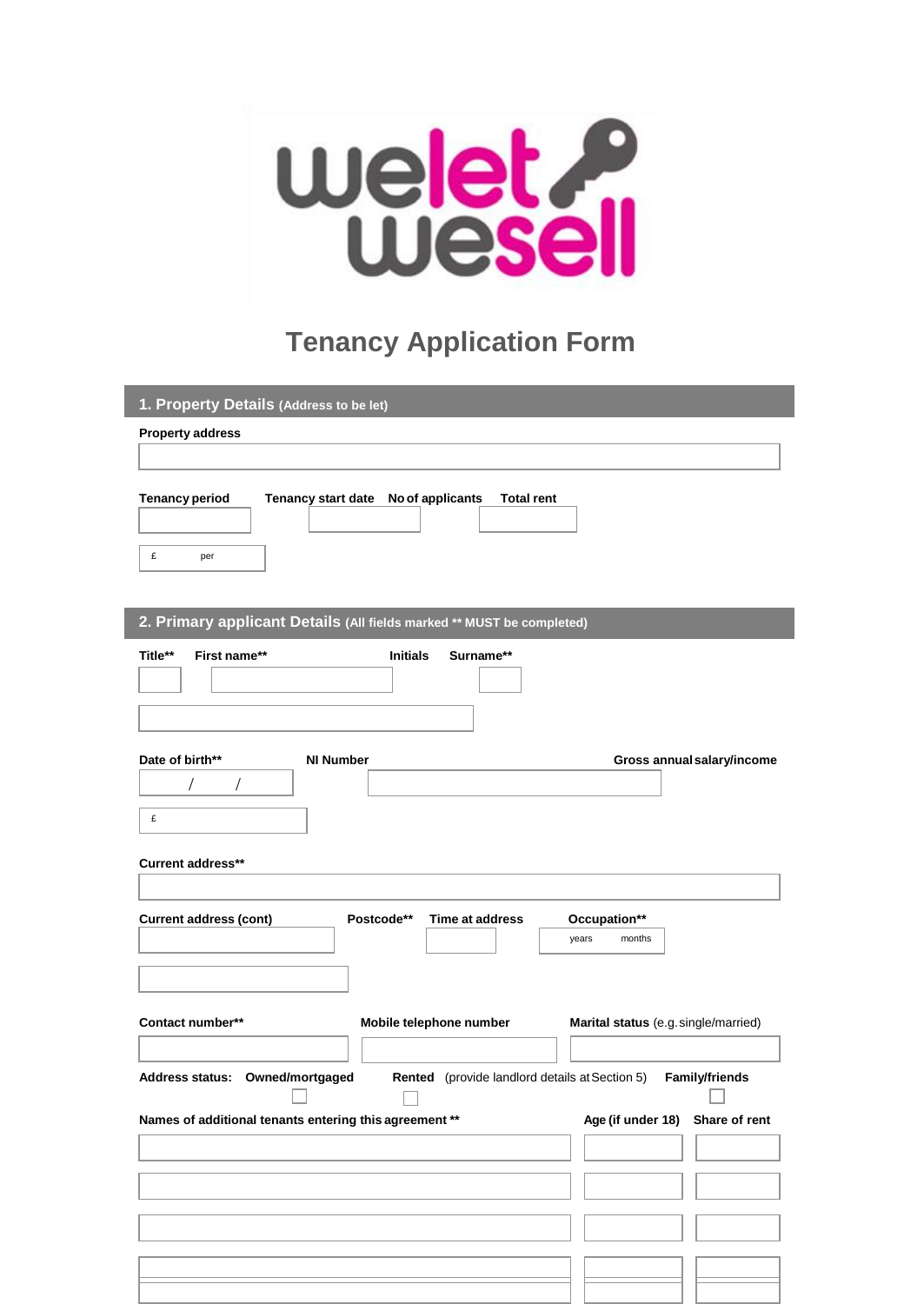welet wesell

# Tenancy Application Form

## 1. Property Details (Address to be let)

**Property address**

**Tenancy period** **Tenancy start date** **No of applicants** **Total rent**

£ per

## 2. Primary applicant Details (All fields marked ** MUST be completed)

**Title**** **First name**** **Initials** **Surname****

**Date of birth**** **NI Number** **Gross annual salary/income**

/ /

£

**Current address****

**Current address (cont)** **Postcode**** **Time at address** **Occupation****

years months

**Contact number**** **Mobile telephone number** **Marital status** (e.g. single/married)

**Address status:** **Owned/mortgaged** ☐ **Rented** (provide landlord details at Section 5) ☐ **Family/friends** ☐

| Names of additional tenants entering this agreement ** | Age (if under 18) | Share of rent |
|---|---|---|
| | | |
| | | |
| | | |
| | | |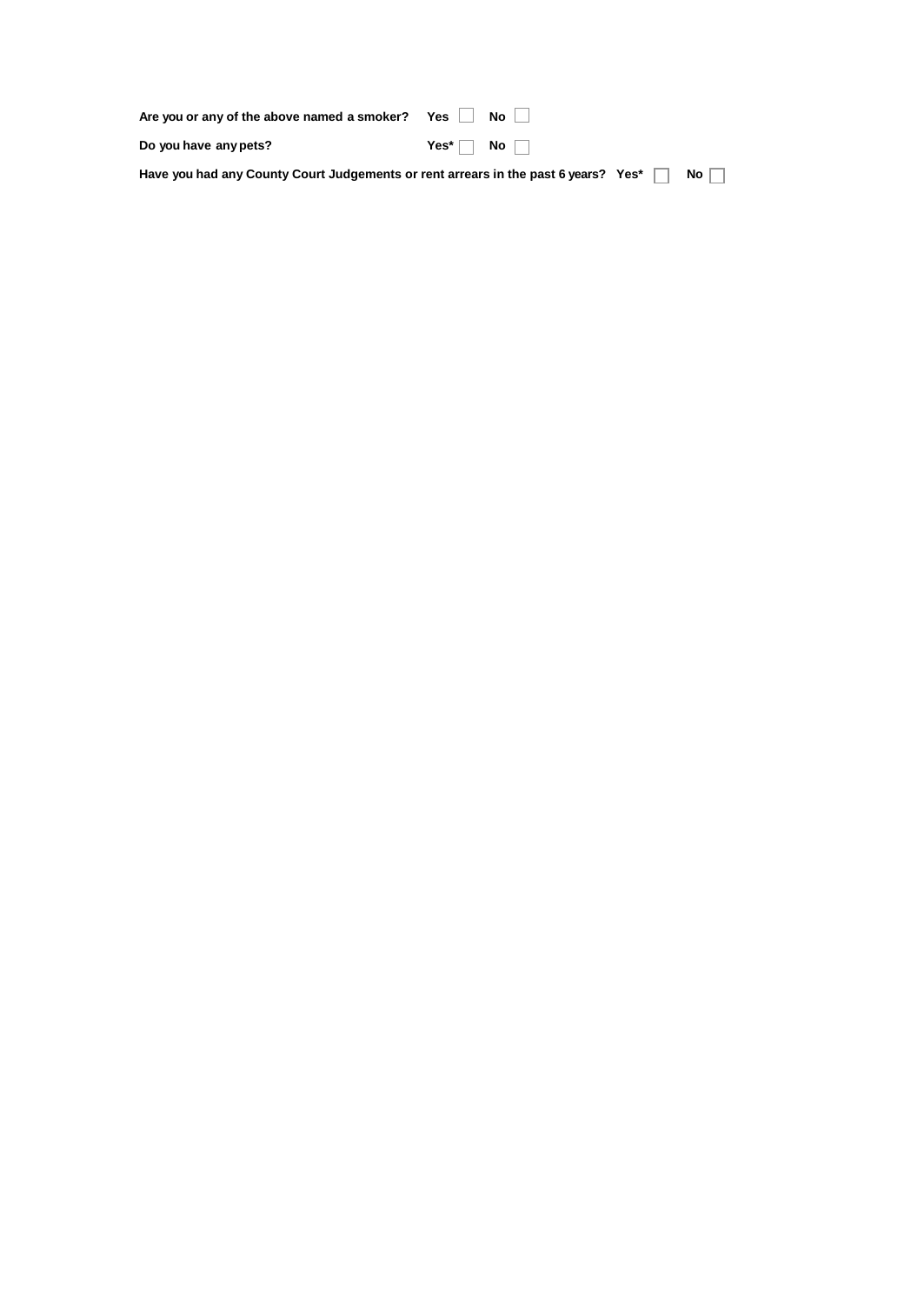**Are you or any of the above named a smoker?** **Yes** ☐ **No** ☐

**Do you have any pets?** **Yes*** ☐ **No** ☐

**Have you had any County Court Judgements or rent arrears in the past 6 years?** **Yes*** ☐ **No** ☐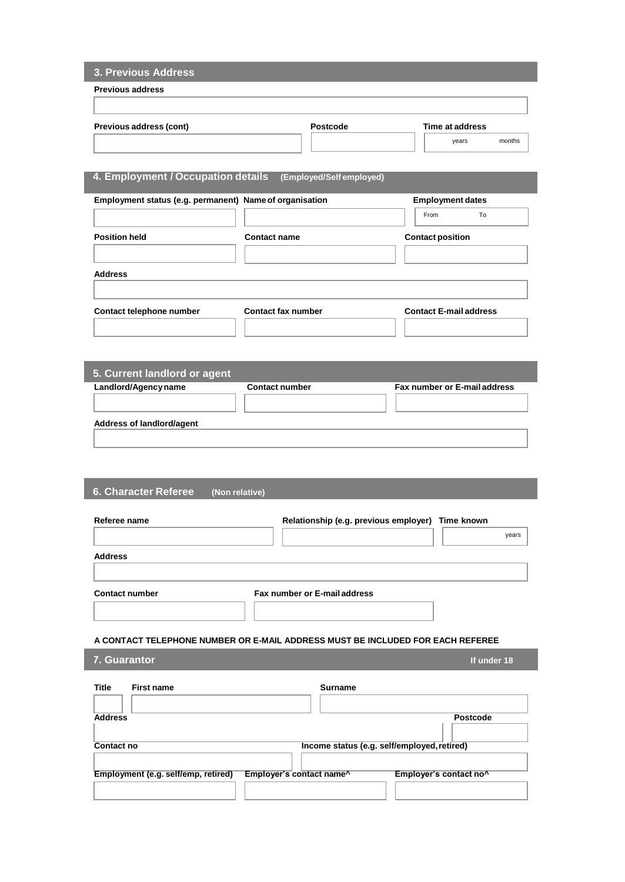## 3. Previous Address

**Previous address**

**Previous address (cont)**

**Postcode**

**Time at address**

years months

## 4. Employment / Occupation details (Employed/Self employed)

**Employment status (e.g. permanent)**

**Name of organisation**

**Employment dates**

From To

**Position held**

**Contact name**

**Contact position**

**Address**

**Contact telephone number**

**Contact fax number**

**Contact E-mail address**

## 5. Current landlord or agent

**Landlord/Agency name**

**Contact number**

**Fax number or E-mail address**

**Address of landlord/agent**

## 6. Character Referee (Non relative)

**Referee name**

**Relationship (e.g. previous employer)**

**Time known**

years

**Address**

**Contact number**

**Fax number or E-mail address**

**A CONTACT TELEPHONE NUMBER OR E-MAIL ADDRESS MUST BE INCLUDED FOR EACH REFEREE**

## 7. Guarantor — If under 18

**Title**

**First name**

**Surname**

**Address**

**Postcode**

**Contact no**

**Income status (e.g. self/employed, retired)**

**Employment (e.g. self/emp, retired)**

**Employer's contact name^**

**Employer's contact no^**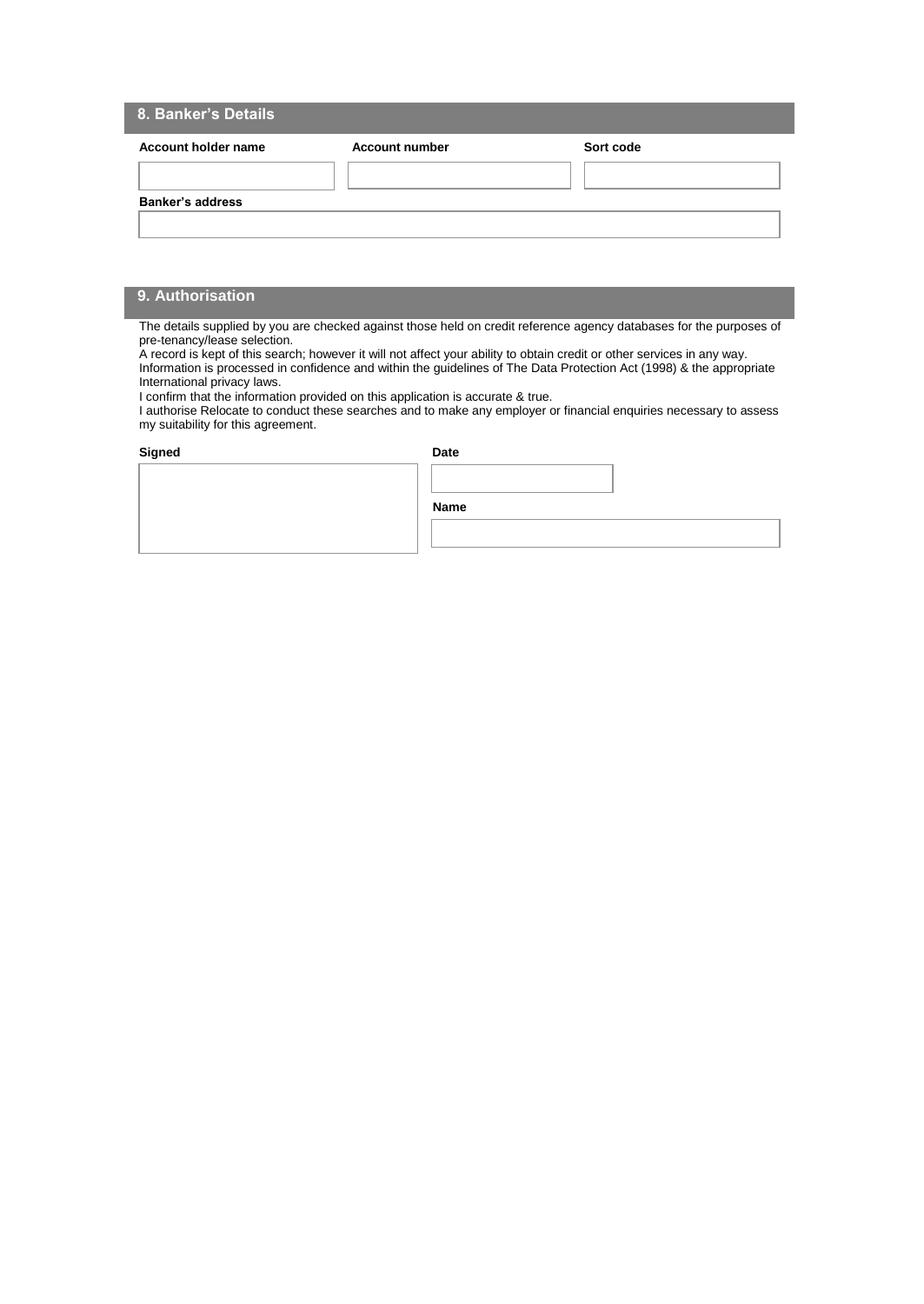## 8. Banker's Details

| Account holder name | Account number | Sort code |
| --- | --- | --- |
| | | |

**Banker's address**

## 9. Authorisation

The details supplied by you are checked against those held on credit reference agency databases for the purposes of pre-tenancy/lease selection.
A record is kept of this search; however it will not affect your ability to obtain credit or other services in any way.
Information is processed in confidence and within the guidelines of The Data Protection Act (1998) & the appropriate International privacy laws.
I confirm that the information provided on this application is accurate & true.
I authorise Relocate to conduct these searches and to make any employer or financial enquiries necessary to assess my suitability for this agreement.

**Signed**

**Date**

**Name**